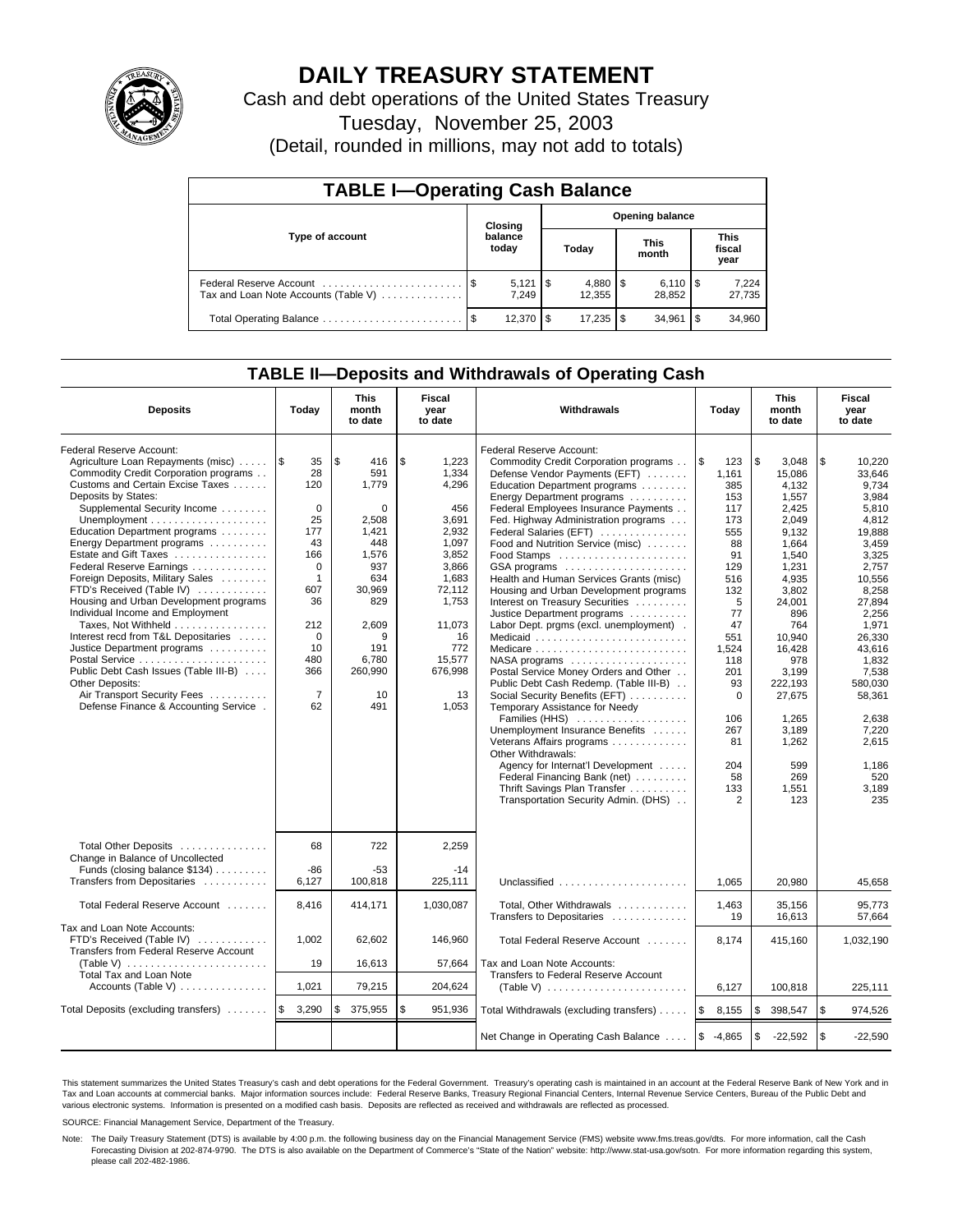# DAILY TREASURY STATEMENT

Cash and debt operations of the United States Treasury

Tuesday, November 25, 2003

(Detail, rounded in millions, may not add to totals)

## TABLE I—Operating Cash Balance

| Type of account | Closing balance today | Opening balance Today | Opening balance This month | Opening balance This fiscal year |
|---|---|---|---|---|
| Federal Reserve Account | $ 5,121 | $ 4,880 | $ 6,110 | $ 7,224 |
| Tax and Loan Note Accounts (Table V) | 7,249 | 12,355 | 28,852 | 27,735 |
| Total Operating Balance | $ 12,370 | $ 17,235 | $ 34,961 | $ 34,960 |

## TABLE II—Deposits and Withdrawals of Operating Cash

| Deposits | Today | This month to date | Fiscal year to date | Withdrawals | Today | This month to date | Fiscal year to date |
|---|---|---|---|---|---|---|---|
| Federal Reserve Account: | | | | Federal Reserve Account: | | | |
| Agriculture Loan Repayments (misc) | $ 35 | $ 416 | $ 1,223 | Commodity Credit Corporation programs | $ 123 | $ 3,048 | $ 10,220 |
| Commodity Credit Corporation programs | 28 | 591 | 1,334 | Defense Vendor Payments (EFT) | 1,161 | 15,086 | 33,646 |
| Customs and Certain Excise Taxes | 120 | 1,779 | 4,296 | Education Department programs | 385 | 4,132 | 9,734 |
| Deposits by States: | | | | Energy Department programs | 153 | 1,557 | 3,984 |
| Supplemental Security Income | 0 | 0 | 456 | Federal Employees Insurance Payments | 117 | 2,425 | 5,810 |
| Unemployment | 25 | 2,508 | 3,691 | Fed. Highway Administration programs | 173 | 2,049 | 4,812 |
| Education Department programs | 177 | 1,421 | 2,932 | Federal Salaries (EFT) | 555 | 9,132 | 19,888 |
| Energy Department programs | 43 | 448 | 1,097 | Food and Nutrition Service (misc) | 88 | 1,664 | 3,459 |
| Estate and Gift Taxes | 166 | 1,576 | 3,852 | Food Stamps | 91 | 1,540 | 3,325 |
| Federal Reserve Earnings | 0 | 937 | 3,866 | GSA programs | 129 | 1,231 | 2,757 |
| Foreign Deposits, Military Sales | 1 | 634 | 1,683 | Health and Human Services Grants (misc) | 516 | 4,935 | 10,556 |
| FTD's Received (Table IV) | 607 | 30,969 | 72,112 | Housing and Urban Development programs | 132 | 3,802 | 8,258 |
| Housing and Urban Development programs | 36 | 829 | 1,753 | Interest on Treasury Securities | 5 | 24,001 | 27,894 |
| Individual Income and Employment | | | | Justice Department programs | 77 | 896 | 2,256 |
| Taxes, Not Withheld | 212 | 2,609 | 11,073 | Labor Dept. prgms (excl. unemployment) | 47 | 764 | 1,971 |
| Interest recd from T&L Depositaries | 0 | 9 | 16 | Medicaid | 551 | 10,940 | 26,330 |
| Justice Department programs | 10 | 191 | 772 | Medicare | 1,524 | 16,428 | 43,616 |
| Postal Service | 480 | 6,780 | 15,577 | NASA programs | 118 | 978 | 1,832 |
| Public Debt Cash Issues (Table III-B) | 366 | 260,990 | 676,998 | Postal Service Money Orders and Other | 201 | 3,199 | 7,538 |
| Other Deposits: | | | | Public Debt Cash Redemp. (Table III-B) | 93 | 222,193 | 580,030 |
| Air Transport Security Fees | 7 | 10 | 13 | Social Security Benefits (EFT) | 0 | 27,675 | 58,361 |
| Defense Finance & Accounting Service | 62 | 491 | 1,053 | Temporary Assistance for Needy | | | |
| | | | | Families (HHS) | 106 | 1,265 | 2,638 |
| | | | | Unemployment Insurance Benefits | 267 | 3,189 | 7,220 |
| | | | | Veterans Affairs programs | 81 | 1,262 | 2,615 |
| | | | | Other Withdrawals: | | | |
| | | | | Agency for Internat'l Development | 204 | 599 | 1,186 |
| | | | | Federal Financing Bank (net) | 58 | 269 | 520 |
| | | | | Thrift Savings Plan Transfer | 133 | 1,551 | 3,189 |
| | | | | Transportation Security Admin. (DHS) | 2 | 123 | 235 |
| Total Other Deposits | 68 | 722 | 2,259 | | | | |
| Change in Balance of Uncollected | | | | | | | |
| Funds (closing balance $134) | -86 | -53 | -14 | | | | |
| Transfers from Depositaries | 6,127 | 100,818 | 225,111 | Unclassified | 1,065 | 20,980 | 45,658 |
| Total Federal Reserve Account | 8,416 | 414,171 | 1,030,087 | Total, Other Withdrawals | 1,463 | 35,156 | 95,773 |
| | | | | Transfers to Depositaries | 19 | 16,613 | 57,664 |
| Tax and Loan Note Accounts: | | | | | | | |
| FTD's Received (Table IV) | 1,002 | 62,602 | 146,960 | Total Federal Reserve Account | 8,174 | 415,160 | 1,032,190 |
| Transfers from Federal Reserve Account (Table V) | 19 | 16,613 | 57,664 | Tax and Loan Note Accounts: | | | |
| Total Tax and Loan Note Accounts (Table V) | 1,021 | 79,215 | 204,624 | Transfers to Federal Reserve Account (Table V) | 6,127 | 100,818 | 225,111 |
| Total Deposits (excluding transfers) | $ 3,290 | $ 375,955 | $ 951,936 | Total Withdrawals (excluding transfers) | $ 8,155 | $ 398,547 | $ 974,526 |
| | | | | Net Change in Operating Cash Balance | $ -4,865 | $ -22,592 | $ -22,590 |

This statement summarizes the United States Treasury's cash and debt operations for the Federal Government. Treasury's operating cash is maintained in an account at the Federal Reserve Bank of New York and in Tax and Loan accounts at commercial banks. Major information sources include: Federal Reserve Banks, Treasury Regional Financial Centers, Internal Revenue Service Centers, Bureau of the Public Debt and various electronic systems. Information is presented on a modified cash basis. Deposits are reflected as received and withdrawals are reflected as processed.

SOURCE: Financial Management Service, Department of the Treasury.

Note: The Daily Treasury Statement (DTS) is available by 4:00 p.m. the following business day on the Financial Management Service (FMS) website www.fms.treas.gov/dts. For more information, call the Cash Forecasting Division at 202-874-9790. The DTS is also available on the Department of Commerce's "State of the Nation" website: http://www.stat-usa.gov/sotn. For more information regarding this system, please call 202-482-1986.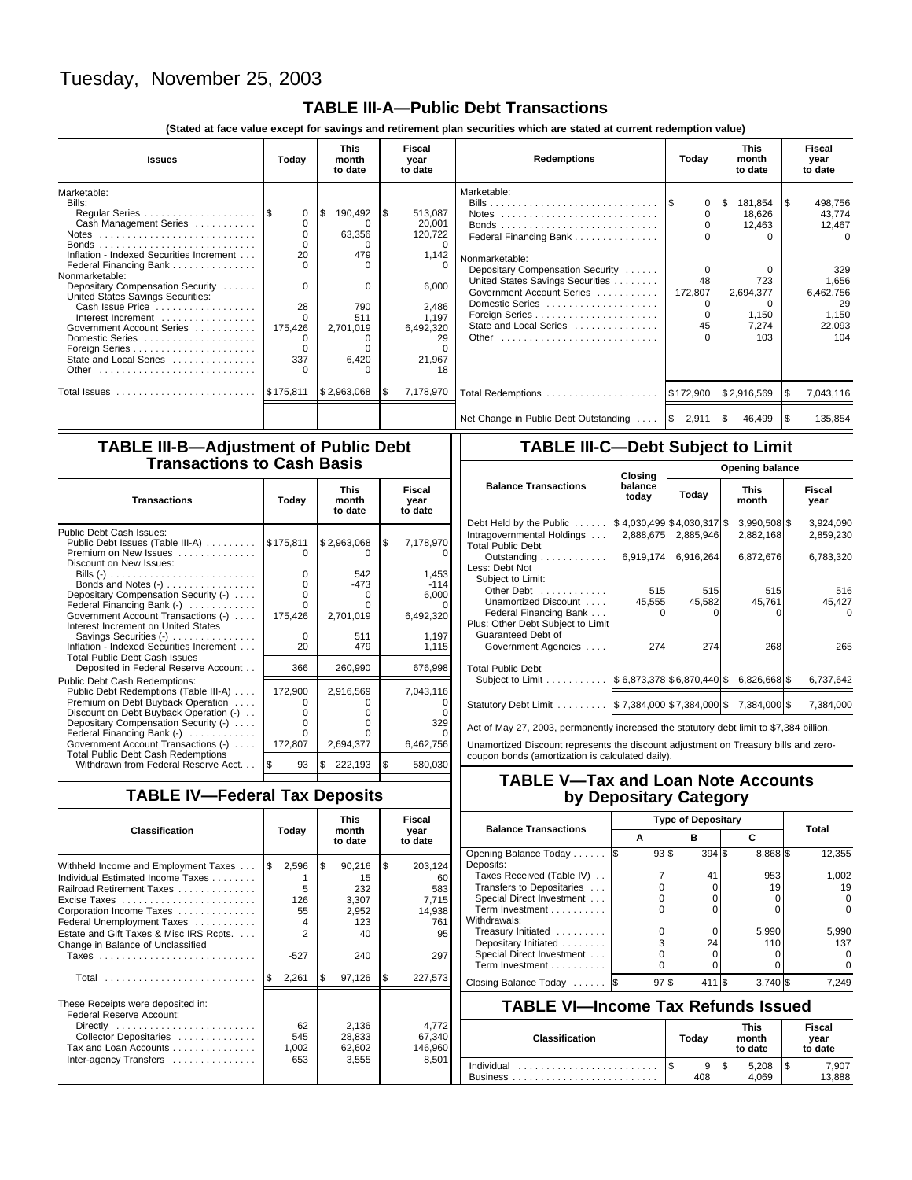# Tuesday, November 25, 2003

## TABLE III-A—Public Debt Transactions

(Stated at face value except for savings and retirement plan securities which are stated at current redemption value)

| Issues | Today | This month to date | Fiscal year to date |
|---|---|---|---|
| Marketable: | | | |
| Bills: | | | |
| Regular Series | $ 0 | $ 190,492 | $ 513,087 |
| Cash Management Series | 0 | 0 | 20,001 |
| Notes | 0 | 63,356 | 120,722 |
| Bonds | 0 | 0 | 0 |
| Inflation - Indexed Securities Increment | 20 | 479 | 1,142 |
| Federal Financing Bank | 0 | 0 | 0 |
| Nonmarketable: | | | |
| Depository Compensation Security | 0 | 0 | 6,000 |
| United States Savings Securities: | | | |
| Cash Issue Price | 28 | 790 | 2,486 |
| Interest Increment | 0 | 511 | 1,197 |
| Government Account Series | 175,426 | 2,701,019 | 6,492,320 |
| Domestic Series | 0 | 0 | 29 |
| Foreign Series | 0 | 0 | 0 |
| State and Local Series | 337 | 6,420 | 21,967 |
| Other | 0 | 0 | 18 |
| Total Issues | $175,811 | $2,963,068 | $ 7,178,970 |

| Redemptions | Today | This month to date | Fiscal year to date |
|---|---|---|---|
| Marketable: | | | |
| Bills | $ 0 | $ 181,854 | $ 498,756 |
| Notes | 0 | 18,626 | 43,774 |
| Bonds | 0 | 12,463 | 12,467 |
| Federal Financing Bank | 0 | 0 | 0 |
| Nonmarketable: | | | |
| Depository Compensation Security | 0 | 0 | 329 |
| United States Savings Securities | 48 | 723 | 1,656 |
| Government Account Series | 172,807 | 2,694,377 | 6,462,756 |
| Domestic Series | 0 | 0 | 29 |
| Foreign Series | 0 | 1,150 | 1,150 |
| State and Local Series | 45 | 7,274 | 22,093 |
| Other | 0 | 103 | 104 |
| Total Redemptions | $172,900 | $2,916,569 | $ 7,043,116 |
| Net Change in Public Debt Outstanding | $ 2,911 | $ 46,499 | $ 135,854 |

## TABLE III-B—Adjustment of Public Debt Transactions to Cash Basis

| Transactions | Today | This month to date | Fiscal year to date |
|---|---|---|---|
| Public Debt Cash Issues: | | | |
| Public Debt Issues (Table III-A) | $175,811 | $2,963,068 | $ 7,178,970 |
| Premium on New Issues | 0 | 0 | 0 |
| Discount on New Issues: | | | |
| Bills (-) | 0 | 542 | 1,453 |
| Bonds and Notes (-) | 0 | -473 | -114 |
| Depositary Compensation Security (-) | 0 | 0 | 6,000 |
| Federal Financing Bank (-) | 0 | 0 | 0 |
| Government Account Transactions (-) | 175,426 | 2,701,019 | 6,492,320 |
| Interest Increment on United States Savings Securities (-) | 0 | 511 | 1,197 |
| Inflation - Indexed Securities Increment | 20 | 479 | 1,115 |
| Total Public Debt Cash Issues Deposited in Federal Reserve Account | 366 | 260,990 | 676,998 |
| Public Debt Cash Redemptions: | | | |
| Public Debt Redemptions (Table III-A) | 172,900 | 2,916,569 | 7,043,116 |
| Premium on Debt Buyback Operation | 0 | 0 | 0 |
| Discount on Debt Buyback Operation (-) | 0 | 0 | 0 |
| Depositary Compensation Security (-) | 0 | 0 | 329 |
| Federal Financing Bank (-) | 0 | 0 | 0 |
| Government Account Transactions (-) | 172,807 | 2,694,377 | 6,462,756 |
| Total Public Debt Cash Redemptions Withdrawn from Federal Reserve Acct. | $ 93 | $ 222,193 | $ 580,030 |

## TABLE III-C—Debt Subject to Limit

| Balance Transactions | Closing balance today | Opening balance Today | Opening balance This month | Opening balance Fiscal year |
|---|---|---|---|---|
| Debt Held by the Public | $ 4,030,499 | $ 4,030,317 | $ 3,990,508 | $ 3,924,090 |
| Intragovernmental Holdings | 2,888,675 | 2,885,946 | 2,882,168 | 2,859,230 |
| Total Public Debt Outstanding | 6,919,174 | 6,916,264 | 6,872,676 | 6,783,320 |
| Less: Debt Not Subject to Limit: | | | | |
| Other Debt | 515 | 515 | 515 | 516 |
| Unamortized Discount | 45,555 | 45,582 | 45,761 | 45,427 |
| Federal Financing Bank | 0 | 0 | 0 | 0 |
| Plus: Other Debt Subject to Limit Guaranteed Debt of Government Agencies | 274 | 274 | 268 | 265 |
| Total Public Debt Subject to Limit | $ 6,873,378 | $ 6,870,440 | $ 6,826,668 | $ 6,737,642 |
| Statutory Debt Limit | $ 7,384,000 | $ 7,384,000 | $ 7,384,000 | $ 7,384,000 |

Act of May 27, 2003, permanently increased the statutory debt limit to $7,384 billion.

Unamortized Discount represents the discount adjustment on Treasury bills and zero-coupon bonds (amortization is calculated daily).

## TABLE IV—Federal Tax Deposits

| Classification | Today | This month to date | Fiscal year to date |
|---|---|---|---|
| Withheld Income and Employment Taxes | $ 2,596 | $ 90,216 | $ 203,124 |
| Individual Estimated Income Taxes | 1 | 15 | 60 |
| Railroad Retirement Taxes | 5 | 232 | 583 |
| Excise Taxes | 126 | 3,307 | 7,715 |
| Corporation Income Taxes | 55 | 2,952 | 14,938 |
| Federal Unemployment Taxes | 4 | 123 | 761 |
| Estate and Gift Taxes & Misc IRS Rcpts. | 2 | 40 | 95 |
| Change in Balance of Unclassified Taxes | -527 | 240 | 297 |
| Total | $ 2,261 | $ 97,126 | $ 227,573 |
| These Receipts were deposited in: | | | |
| Federal Reserve Account: | | | |
| Directly | 62 | 2,136 | 4,772 |
| Collector Depositaries | 545 | 28,833 | 67,340 |
| Tax and Loan Accounts | 1,002 | 62,602 | 146,960 |
| Inter-agency Transfers | 653 | 3,555 | 8,501 |

## TABLE V—Tax and Loan Note Accounts by Depositary Category

| Balance Transactions | Type of Depositary A | Type of Depositary B | Type of Depositary C | Total |
|---|---|---|---|---|
| Opening Balance Today | $ 93 | $ 394 | $ 8,868 | $ 12,355 |
| Deposits: | | | | |
| Taxes Received (Table IV) | 7 | 41 | 953 | 1,002 |
| Transfers to Depositaries | 0 | 0 | 19 | 19 |
| Special Direct Investment | 0 | 0 | 0 | 0 |
| Term Investment | 0 | 0 | 0 | 0 |
| Withdrawals: | | | | |
| Treasury Initiated | 0 | 0 | 5,990 | 5,990 |
| Depositary Initiated | 3 | 24 | 110 | 137 |
| Special Direct Investment | 0 | 0 | 0 | 0 |
| Term Investment | 0 | 0 | 0 | 0 |
| Closing Balance Today | $ 97 | $ 411 | $ 3,740 | $ 7,249 |

## TABLE VI—Income Tax Refunds Issued

| Classification | Today | This month to date | Fiscal year to date |
|---|---|---|---|
| Individual | $ 9 | $ 5,208 | $ 7,907 |
| Business | 408 | 4,069 | 13,888 |